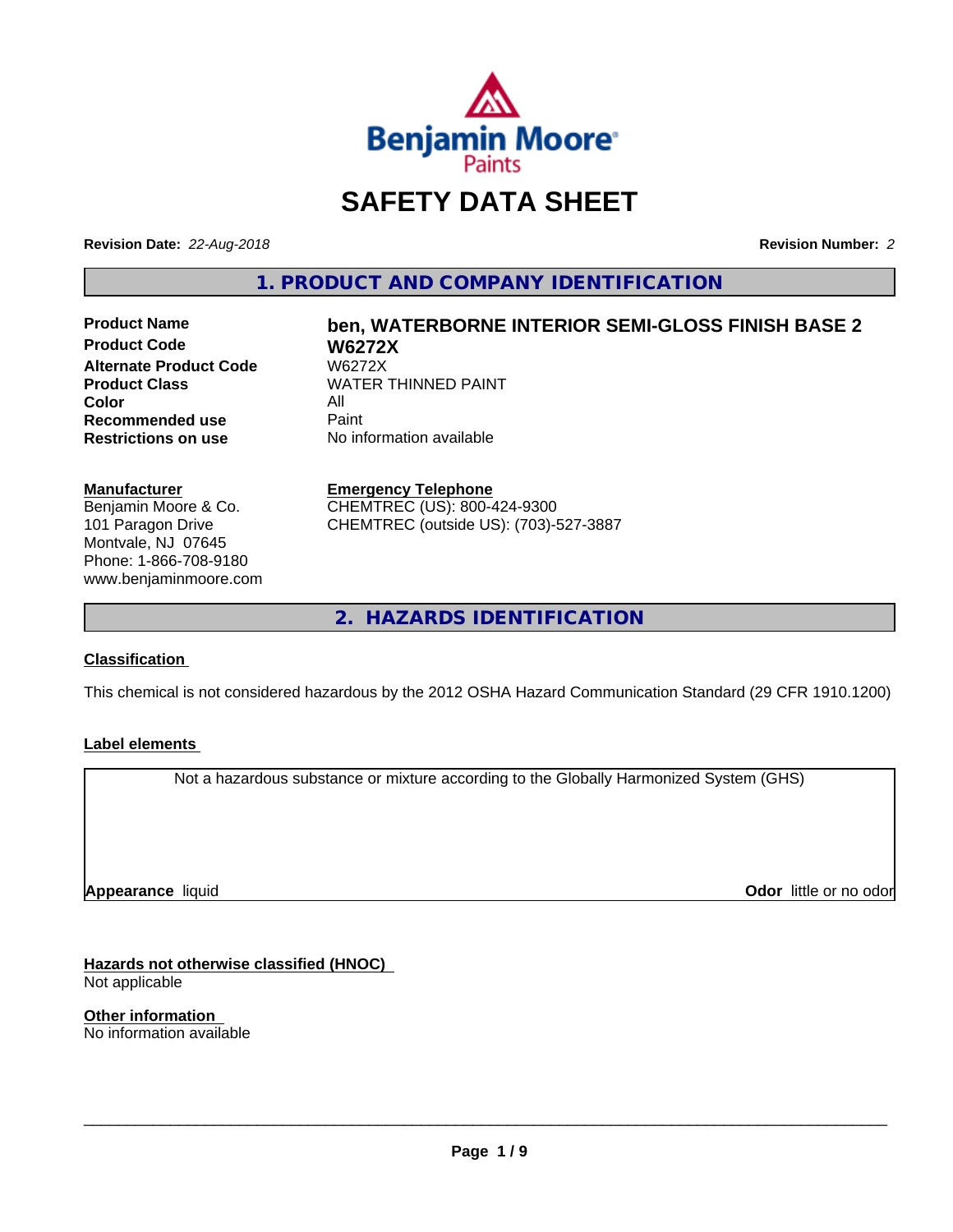# SAFETY DATA SHEET

**Revision Date:** *22-Aug-2018* **Revision Number:** *2*

## 1. PRODUCT AND COMPANY IDENTIFICATION

| | |
|---|---|
| **Product Name** | **ben, WATERBORNE INTERIOR SEMI-GLOSS FINISH BASE 2** |
| **Product Code** | **W6272X** |
| **Alternate Product Code** | W6272X |
| **Product Class** | WATER THINNED PAINT |
| **Color** | All |
| **Recommended use** | Paint |
| **Restrictions on use** | No information available |

**Manufacturer**
Benjamin Moore & Co.
101 Paragon Drive
Montvale, NJ 07645
Phone: 1-866-708-9180
www.benjaminmoore.com

**Emergency Telephone**
CHEMTREC (US): 800-424-9300
CHEMTREC (outside US): (703)-527-3887

## 2. HAZARDS IDENTIFICATION

**Classification**

This chemical is not considered hazardous by the 2012 OSHA Hazard Communication Standard (29 CFR 1910.1200)

**Label elements**

Not a hazardous substance or mixture according to the Globally Harmonized System (GHS)

**Appearance** liquid **Odor** little or no odor

**Hazards not otherwise classified (HNOC)**
Not applicable

**Other information**
No information available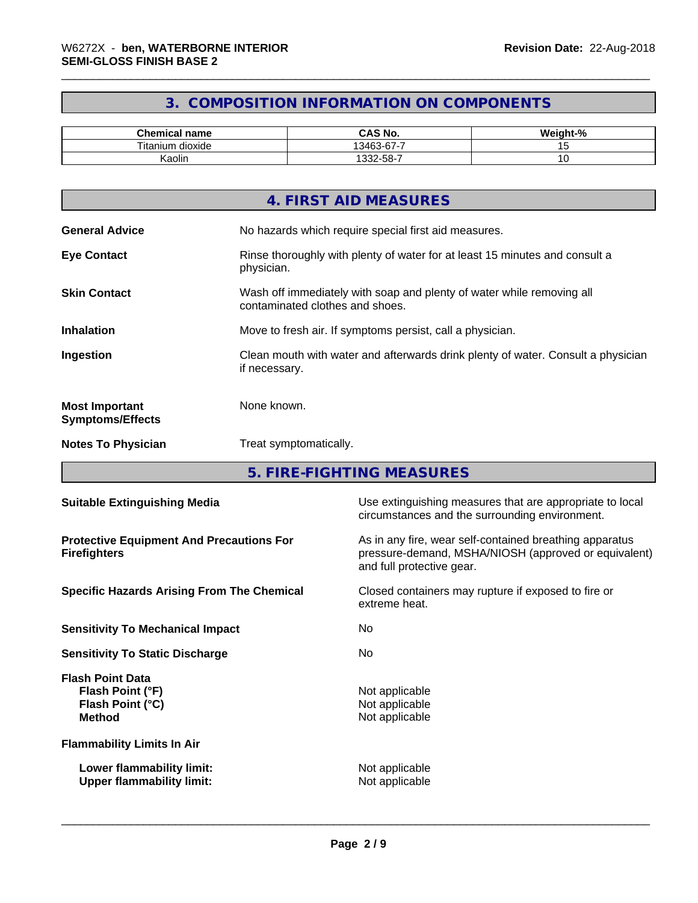## 3. COMPOSITION INFORMATION ON COMPONENTS

| Chemical name | CAS No. | Weight-% |
| --- | --- | --- |
| Titanium dioxide | 13463-67-7 | 15 |
| Kaolin | 1332-58-7 | 10 |

## 4. FIRST AID MEASURES

**General Advice** No hazards which require special first aid measures.

**Eye Contact** Rinse thoroughly with plenty of water for at least 15 minutes and consult a physician.

**Skin Contact** Wash off immediately with soap and plenty of water while removing all contaminated clothes and shoes.

**Inhalation** Move to fresh air. If symptoms persist, call a physician.

**Ingestion** Clean mouth with water and afterwards drink plenty of water. Consult a physician if necessary.

**Most Important Symptoms/Effects** None known.

**Notes To Physician** Treat symptomatically.

## 5. FIRE-FIGHTING MEASURES

**Suitable Extinguishing Media** Use extinguishing measures that are appropriate to local circumstances and the surrounding environment.

**Protective Equipment And Precautions For Firefighters** As in any fire, wear self-contained breathing apparatus pressure-demand, MSHA/NIOSH (approved or equivalent) and full protective gear.

**Specific Hazards Arising From The Chemical** Closed containers may rupture if exposed to fire or extreme heat.

**Sensitivity To Mechanical Impact** No

**Sensitivity To Static Discharge** No

**Flash Point Data**
**Flash Point (°F)** Not applicable
**Flash Point (°C)** Not applicable
**Method** Not applicable

**Flammability Limits In Air**

**Lower flammability limit:** Not applicable
**Upper flammability limit:** Not applicable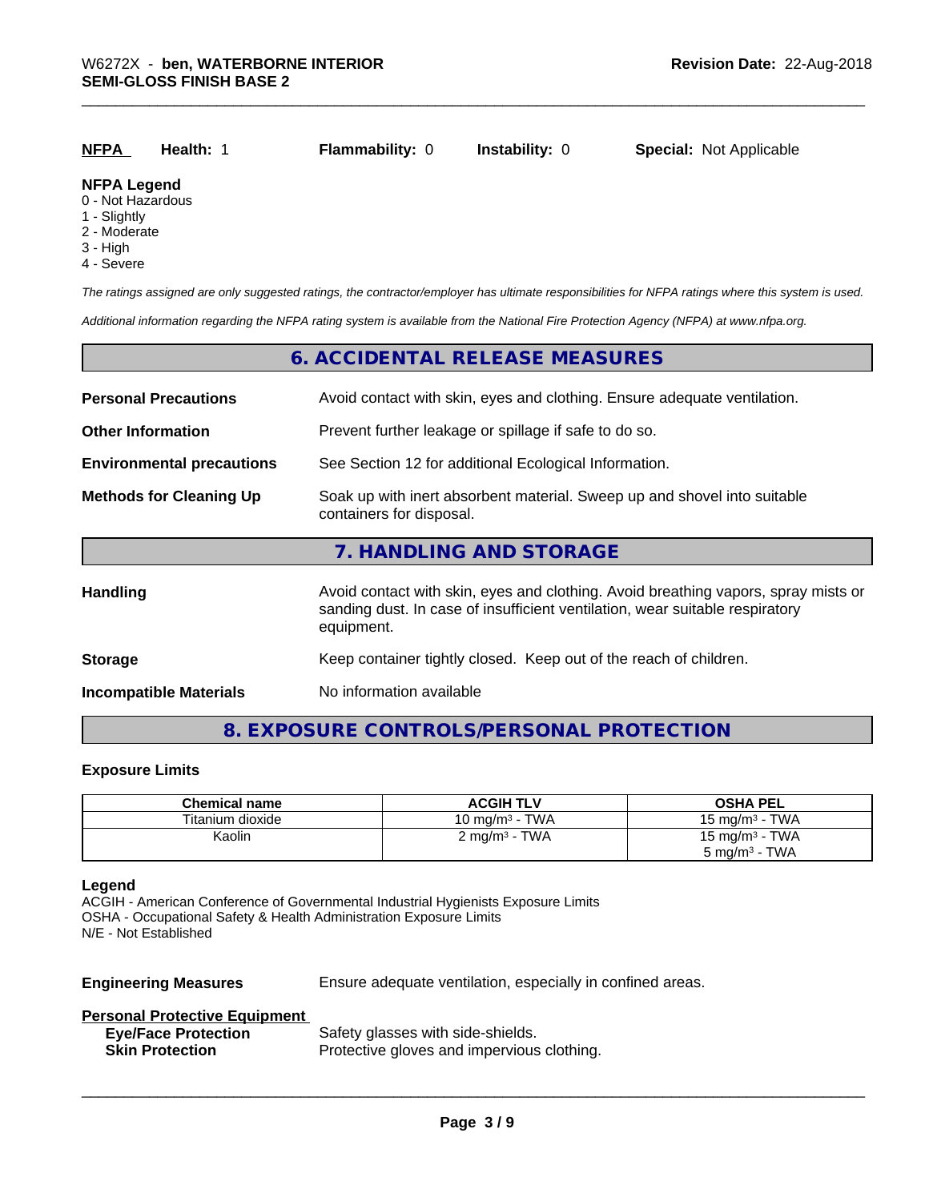| **NFPA** | **Health:** 1 | **Flammability:** 0 | **Instability:** 0 | **Special:** Not Applicable |
| --- | --- | --- | --- | --- |

**NFPA Legend**
0 - Not Hazardous
1 - Slightly
2 - Moderate
3 - High
4 - Severe

*The ratings assigned are only suggested ratings, the contractor/employer has ultimate responsibilities for NFPA ratings where this system is used.*

*Additional information regarding the NFPA rating system is available from the National Fire Protection Agency (NFPA) at www.nfpa.org.*

## 6. ACCIDENTAL RELEASE MEASURES

**Personal Precautions**: Avoid contact with skin, eyes and clothing. Ensure adequate ventilation.

**Other Information**: Prevent further leakage or spillage if safe to do so.

**Environmental precautions**: See Section 12 for additional Ecological Information.

**Methods for Cleaning Up**: Soak up with inert absorbent material. Sweep up and shovel into suitable containers for disposal.

## 7. HANDLING AND STORAGE

**Handling**: Avoid contact with skin, eyes and clothing. Avoid breathing vapors, spray mists or sanding dust. In case of insufficient ventilation, wear suitable respiratory equipment.

**Storage**: Keep container tightly closed. Keep out of the reach of children.

**Incompatible Materials**: No information available

## 8. EXPOSURE CONTROLS/PERSONAL PROTECTION

### Exposure Limits

| Chemical name | ACGIH TLV | OSHA PEL |
| --- | --- | --- |
| Titanium dioxide | 10 mg/m³ - TWA | 15 mg/m³ - TWA |
| Kaolin | 2 mg/m³ - TWA | 15 mg/m³ - TWA<br>5 mg/m³ - TWA |

**Legend**
ACGIH - American Conference of Governmental Industrial Hygienists Exposure Limits
OSHA - Occupational Safety & Health Administration Exposure Limits
N/E - Not Established

**Engineering Measures**: Ensure adequate ventilation, especially in confined areas.

**Personal Protective Equipment**

- **Eye/Face Protection**: Safety glasses with side-shields.
- **Skin Protection**: Protective gloves and impervious clothing.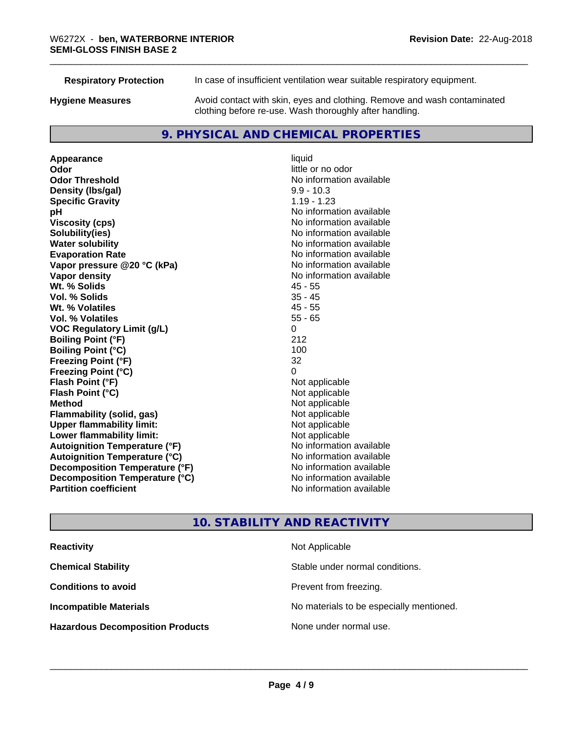| | |
|---|---|
| **Respiratory Protection** | In case of insufficient ventilation wear suitable respiratory equipment. |
| **Hygiene Measures** | Avoid contact with skin, eyes and clothing. Remove and wash contaminated clothing before re-use. Wash thoroughly after handling. |

## 9. PHYSICAL AND CHEMICAL PROPERTIES

| | |
|---|---|
| **Appearance** | liquid |
| **Odor** | little or no odor |
| **Odor Threshold** | No information available |
| **Density (lbs/gal)** | 9.9 - 10.3 |
| **Specific Gravity** | 1.19 - 1.23 |
| **pH** | No information available |
| **Viscosity (cps)** | No information available |
| **Solubility(ies)** | No information available |
| **Water solubility** | No information available |
| **Evaporation Rate** | No information available |
| **Vapor pressure @20 °C (kPa)** | No information available |
| **Vapor density** | No information available |
| **Wt. % Solids** | 45 - 55 |
| **Vol. % Solids** | 35 - 45 |
| **Wt. % Volatiles** | 45 - 55 |
| **Vol. % Volatiles** | 55 - 65 |
| **VOC Regulatory Limit (g/L)** | 0 |
| **Boiling Point (°F)** | 212 |
| **Boiling Point (°C)** | 100 |
| **Freezing Point (°F)** | 32 |
| **Freezing Point (°C)** | 0 |
| **Flash Point (°F)** | Not applicable |
| **Flash Point (°C)** | Not applicable |
| **Method** | Not applicable |
| **Flammability (solid, gas)** | Not applicable |
| **Upper flammability limit:** | Not applicable |
| **Lower flammability limit:** | Not applicable |
| **Autoignition Temperature (°F)** | No information available |
| **Autoignition Temperature (°C)** | No information available |
| **Decomposition Temperature (°F)** | No information available |
| **Decomposition Temperature (°C)** | No information available |
| **Partition coefficient** | No information available |

## 10. STABILITY AND REACTIVITY

| | |
|---|---|
| **Reactivity** | Not Applicable |
| **Chemical Stability** | Stable under normal conditions. |
| **Conditions to avoid** | Prevent from freezing. |
| **Incompatible Materials** | No materials to be especially mentioned. |
| **Hazardous Decomposition Products** | None under normal use. |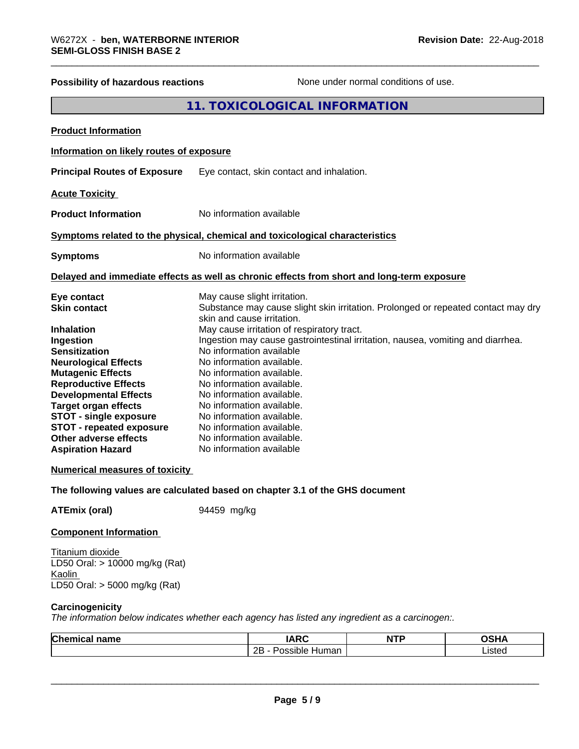**Possibility of hazardous reactions** None under normal conditions of use.

## 11. TOXICOLOGICAL INFORMATION

**Product Information**

**Information on likely routes of exposure**

**Principal Routes of Exposure** Eye contact, skin contact and inhalation.

**Acute Toxicity**

**Product Information** No information available

**Symptoms related to the physical, chemical and toxicological characteristics**

**Symptoms** No information available

**Delayed and immediate effects as well as chronic effects from short and long-term exposure**

**Eye contact** May cause slight irritation.
**Skin contact** Substance may cause slight skin irritation. Prolonged or repeated contact may dry skin and cause irritation.
**Inhalation** May cause irritation of respiratory tract.
**Ingestion** Ingestion may cause gastrointestinal irritation, nausea, vomiting and diarrhea.
**Sensitization** No information available
**Neurological Effects** No information available.
**Mutagenic Effects** No information available.
**Reproductive Effects** No information available.
**Developmental Effects** No information available.
**Target organ effects** No information available.
**STOT - single exposure** No information available.
**STOT - repeated exposure** No information available.
**Other adverse effects** No information available.
**Aspiration Hazard** No information available

**Numerical measures of toxicity**

**The following values are calculated based on chapter 3.1 of the GHS document**

**ATEmix (oral)** 94459 mg/kg

**Component Information**

Titanium dioxide
LD50 Oral: > 10000 mg/kg (Rat)
Kaolin
LD50 Oral: > 5000 mg/kg (Rat)

**Carcinogenicity**
*The information below indicates whether each agency has listed any ingredient as a carcinogen:.*

| Chemical name | IARC | NTP | OSHA |
|---|---|---|---|
| | 2B - Possible Human | | Listed |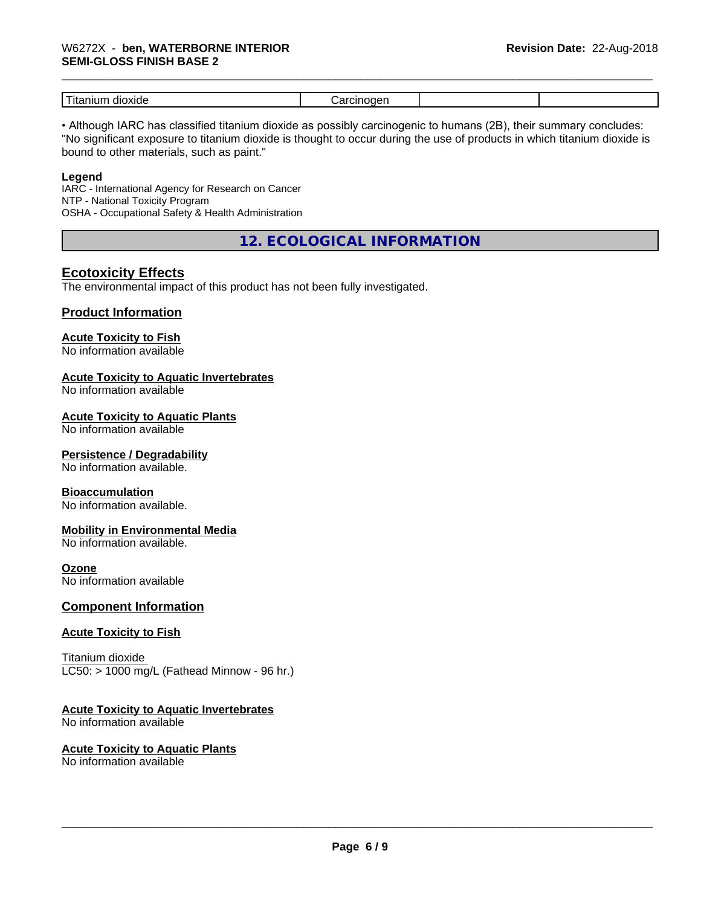| | | | |
|---|---|---|---|
| Titanium dioxide | Carcinogen | | |

• Although IARC has classified titanium dioxide as possibly carcinogenic to humans (2B), their summary concludes: "No significant exposure to titanium dioxide is thought to occur during the use of products in which titanium dioxide is bound to other materials, such as paint."

**Legend**
IARC - International Agency for Research on Cancer
NTP - National Toxicity Program
OSHA - Occupational Safety & Health Administration

## 12. ECOLOGICAL INFORMATION

### Ecotoxicity Effects
The environmental impact of this product has not been fully investigated.

### Product Information

#### Acute Toxicity to Fish
No information available

#### Acute Toxicity to Aquatic Invertebrates
No information available

#### Acute Toxicity to Aquatic Plants
No information available

#### Persistence / Degradability
No information available.

#### Bioaccumulation
No information available.

#### Mobility in Environmental Media
No information available.

#### Ozone
No information available

### Component Information

#### Acute Toxicity to Fish

Titanium dioxide
LC50: > 1000 mg/L (Fathead Minnow - 96 hr.)

#### Acute Toxicity to Aquatic Invertebrates
No information available

#### Acute Toxicity to Aquatic Plants
No information available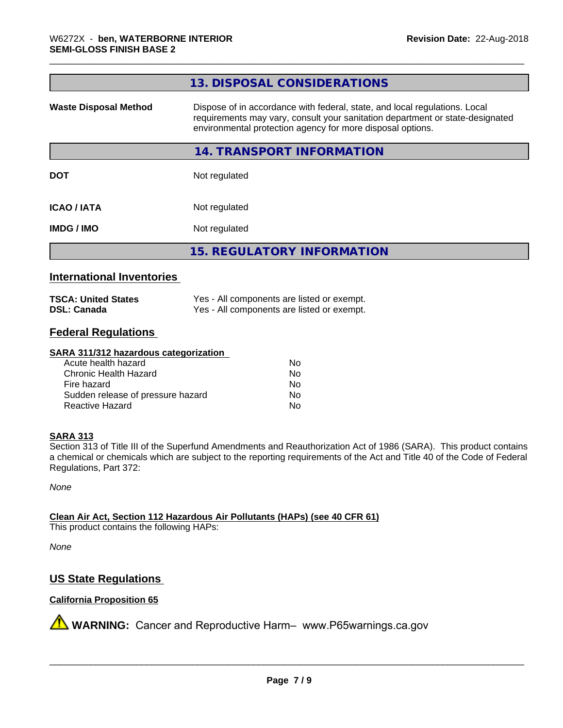## 13. DISPOSAL CONSIDERATIONS

| | |
|---|---|
| **Waste Disposal Method** | Dispose of in accordance with federal, state, and local regulations. Local requirements may vary, consult your sanitation department or state-designated environmental protection agency for more disposal options. |

## 14. TRANSPORT INFORMATION

| | |
|---|---|
| **DOT** | Not regulated |
| **ICAO / IATA** | Not regulated |
| **IMDG / IMO** | Not regulated |

## 15. REGULATORY INFORMATION

### International Inventories

| | |
|---|---|
| **TSCA: United States** | Yes - All components are listed or exempt. |
| **DSL: Canada** | Yes - All components are listed or exempt. |

### Federal Regulations

**SARA 311/312 hazardous categorization**

| | |
|---|---|
| Acute health hazard | No |
| Chronic Health Hazard | No |
| Fire hazard | No |
| Sudden release of pressure hazard | No |
| Reactive Hazard | No |

**SARA 313**

Section 313 of Title III of the Superfund Amendments and Reauthorization Act of 1986 (SARA). This product contains a chemical or chemicals which are subject to the reporting requirements of the Act and Title 40 of the Code of Federal Regulations, Part 372:

*None*

**Clean Air Act, Section 112 Hazardous Air Pollutants (HAPs) (see 40 CFR 61)**

This product contains the following HAPs:

*None*

### US State Regulations

**California Proposition 65**

⚠ **WARNING:** Cancer and Reproductive Harm– www.P65warnings.ca.gov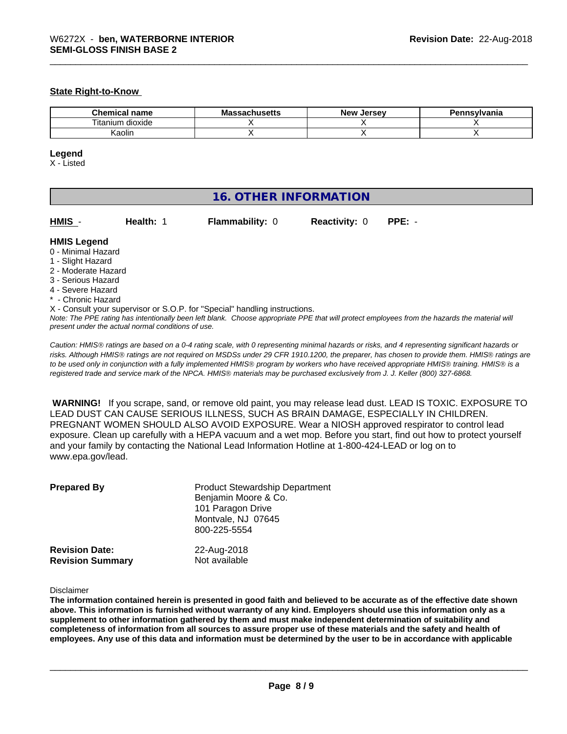**State Right-to-Know**

| Chemical name | Massachusetts | New Jersey | Pennsylvania |
|---|---|---|---|
| Titanium dioxide | X | X | X |
| Kaolin | X | X | X |

**Legend**

X - Listed

## 16. OTHER INFORMATION

**HMIS** - **Health:** 1 **Flammability:** 0 **Reactivity:** 0 **PPE:** -

**HMIS Legend**

0 - Minimal Hazard
1 - Slight Hazard
2 - Moderate Hazard
3 - Serious Hazard
4 - Severe Hazard
* - Chronic Hazard
X - Consult your supervisor or S.O.P. for "Special" handling instructions.

*Note: The PPE rating has intentionally been left blank. Choose appropriate PPE that will protect employees from the hazards the material will present under the actual normal conditions of use.*

*Caution: HMIS® ratings are based on a 0-4 rating scale, with 0 representing minimal hazards or risks, and 4 representing significant hazards or risks. Although HMIS® ratings are not required on MSDSs under 29 CFR 1910.1200, the preparer, has chosen to provide them. HMIS® ratings are to be used only in conjunction with a fully implemented HMIS® program by workers who have received appropriate HMIS® training. HMIS® is a registered trade and service mark of the NPCA. HMIS® materials may be purchased exclusively from J. J. Keller (800) 327-6868.*

**WARNING!** If you scrape, sand, or remove old paint, you may release lead dust. LEAD IS TOXIC. EXPOSURE TO LEAD DUST CAN CAUSE SERIOUS ILLNESS, SUCH AS BRAIN DAMAGE, ESPECIALLY IN CHILDREN. PREGNANT WOMEN SHOULD ALSO AVOID EXPOSURE. Wear a NIOSH approved respirator to control lead exposure. Clean up carefully with a HEPA vacuum and a wet mop. Before you start, find out how to protect yourself and your family by contacting the National Lead Information Hotline at 1-800-424-LEAD or log on to www.epa.gov/lead.

**Prepared By**

Product Stewardship Department
Benjamin Moore & Co.
101 Paragon Drive
Montvale, NJ 07645
800-225-5554

**Revision Date:** 22-Aug-2018
**Revision Summary** Not available

Disclaimer

**The information contained herein is presented in good faith and believed to be accurate as of the effective date shown above. This information is furnished without warranty of any kind. Employers should use this information only as a supplement to other information gathered by them and must make independent determination of suitability and completeness of information from all sources to assure proper use of these materials and the safety and health of employees. Any use of this data and information must be determined by the user to be in accordance with applicable**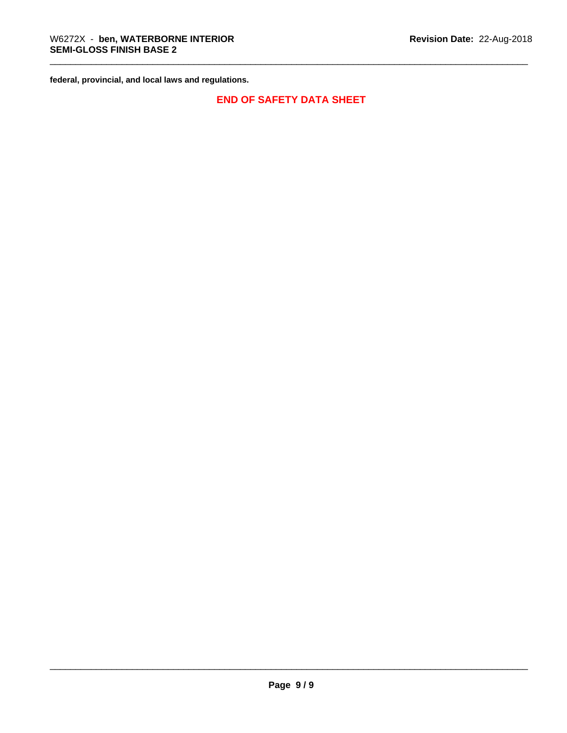**federal, provincial, and local laws and regulations.**

## END OF SAFETY DATA SHEET